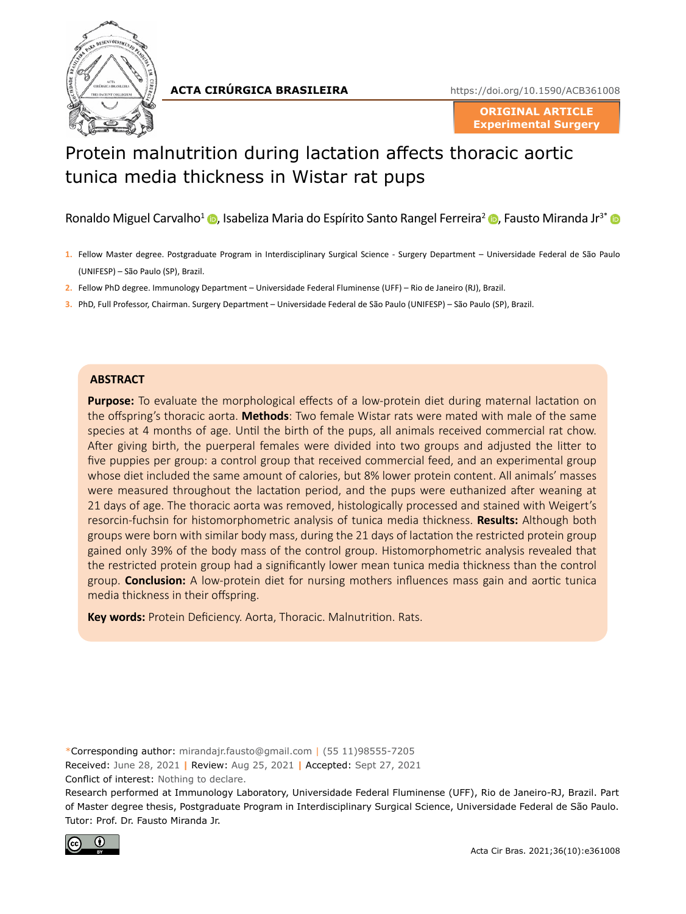**ACTA CIRÚRGICA BRASILEIRA**

https://doi.org/10.1590/ACB361008

**ORIGINAL ARTICLE**
**Experimental Surgery**

# Protein malnutrition during lactation affects thoracic aortic tunica media thickness in Wistar rat pups

Ronaldo Miguel Carvalho[1], Isabeliza Maria do Espírito Santo Rangel Ferreira[2], Fausto Miranda Jr[3*]

1. Fellow Master degree. Postgraduate Program in Interdisciplinary Surgical Science - Surgery Department – Universidade Federal de São Paulo (UNIFESP) – São Paulo (SP), Brazil.
2. Fellow PhD degree. Immunology Department – Universidade Federal Fluminense (UFF) – Rio de Janeiro (RJ), Brazil.
3. PhD, Full Professor, Chairman. Surgery Department – Universidade Federal de São Paulo (UNIFESP) – São Paulo (SP), Brazil.

## ABSTRACT

**Purpose:** To evaluate the morphological effects of a low-protein diet during maternal lactation on the offspring's thoracic aorta. **Methods**: Two female Wistar rats were mated with male of the same species at 4 months of age. Until the birth of the pups, all animals received commercial rat chow. After giving birth, the puerperal females were divided into two groups and adjusted the litter to five puppies per group: a control group that received commercial feed, and an experimental group whose diet included the same amount of calories, but 8% lower protein content. All animals' masses were measured throughout the lactation period, and the pups were euthanized after weaning at 21 days of age. The thoracic aorta was removed, histologically processed and stained with Weigert's resorcin-fuchsin for histomorphometric analysis of tunica media thickness. **Results:** Although both groups were born with similar body mass, during the 21 days of lactation the restricted protein group gained only 39% of the body mass of the control group. Histomorphometric analysis revealed that the restricted protein group had a significantly lower mean tunica media thickness than the control group. **Conclusion:** A low-protein diet for nursing mothers influences mass gain and aortic tunica media thickness in their offspring.

**Key words:** Protein Deficiency. Aorta, Thoracic. Malnutrition. Rats.

*Corresponding author: mirandajr.fausto@gmail.com | (55 11)98555-7205

Received: June 28, 2021 | Review: Aug 25, 2021 | Accepted: Sept 27, 2021

Conflict of interest: Nothing to declare.

Research performed at Immunology Laboratory, Universidade Federal Fluminense (UFF), Rio de Janeiro-RJ, Brazil. Part of Master degree thesis, Postgraduate Program in Interdisciplinary Surgical Science, Universidade Federal de São Paulo. Tutor: Prof. Dr. Fausto Miranda Jr.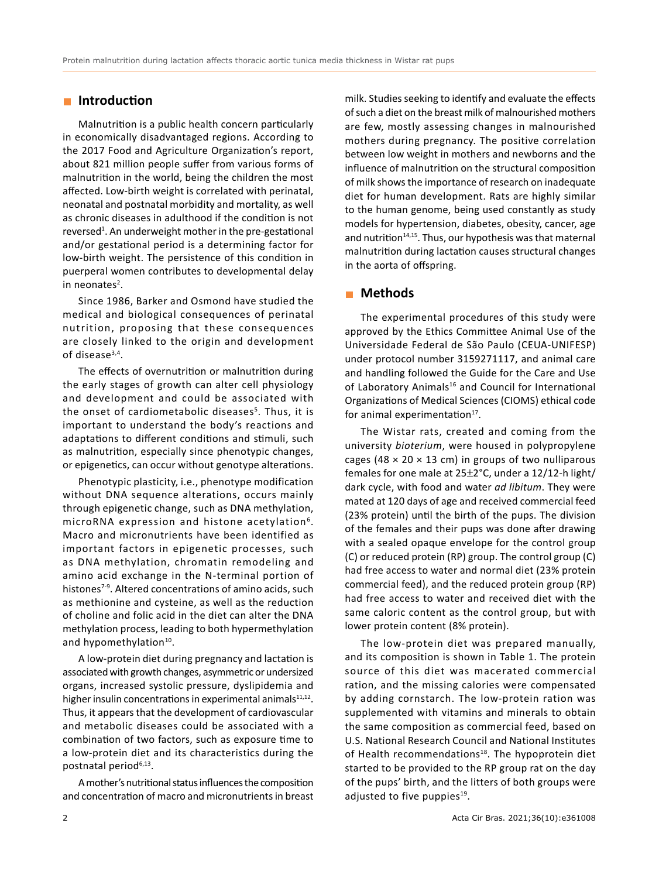## Introduction

Malnutrition is a public health concern particularly in economically disadvantaged regions. According to the 2017 Food and Agriculture Organization's report, about 821 million people suffer from various forms of malnutrition in the world, being the children the most affected. Low-birth weight is correlated with perinatal, neonatal and postnatal morbidity and mortality, as well as chronic diseases in adulthood if the condition is not reversed[1]. An underweight mother in the pre-gestational and/or gestational period is a determining factor for low-birth weight. The persistence of this condition in puerperal women contributes to developmental delay in neonates[2].

Since 1986, Barker and Osmond have studied the medical and biological consequences of perinatal nutrition, proposing that these consequences are closely linked to the origin and development of disease[3,4].

The effects of overnutrition or malnutrition during the early stages of growth can alter cell physiology and development and could be associated with the onset of cardiometabolic diseases[5]. Thus, it is important to understand the body's reactions and adaptations to different conditions and stimuli, such as malnutrition, especially since phenotypic changes, or epigenetics, can occur without genotype alterations.

Phenotypic plasticity, i.e., phenotype modification without DNA sequence alterations, occurs mainly through epigenetic change, such as DNA methylation, microRNA expression and histone acetylation[6]. Macro and micronutrients have been identified as important factors in epigenetic processes, such as DNA methylation, chromatin remodeling and amino acid exchange in the N-terminal portion of histones[7-9]. Altered concentrations of amino acids, such as methionine and cysteine, as well as the reduction of choline and folic acid in the diet can alter the DNA methylation process, leading to both hypermethylation and hypomethylation[10].

A low-protein diet during pregnancy and lactation is associated with growth changes, asymmetric or undersized organs, increased systolic pressure, dyslipidemia and higher insulin concentrations in experimental animals[11,12]. Thus, it appears that the development of cardiovascular and metabolic diseases could be associated with a combination of two factors, such as exposure time to a low-protein diet and its characteristics during the postnatal period[6,13].

A mother's nutritional status influences the composition and concentration of macro and micronutrients in breast milk. Studies seeking to identify and evaluate the effects of such a diet on the breast milk of malnourished mothers are few, mostly assessing changes in malnourished mothers during pregnancy. The positive correlation between low weight in mothers and newborns and the influence of malnutrition on the structural composition of milk shows the importance of research on inadequate diet for human development. Rats are highly similar to the human genome, being used constantly as study models for hypertension, diabetes, obesity, cancer, age and nutrition[14,15]. Thus, our hypothesis was that maternal malnutrition during lactation causes structural changes in the aorta of offspring.

## Methods

The experimental procedures of this study were approved by the Ethics Committee Animal Use of the Universidade Federal de São Paulo (CEUA-UNIFESP) under protocol number 3159271117, and animal care and handling followed the Guide for the Care and Use of Laboratory Animals[16] and Council for International Organizations of Medical Sciences (CIOMS) ethical code for animal experimentation[17].

The Wistar rats, created and coming from the university *bioterium*, were housed in polypropylene cages (48 × 20 × 13 cm) in groups of two nulliparous females for one male at 25±2°C, under a 12/12-h light/dark cycle, with food and water *ad libitum*. They were mated at 120 days of age and received commercial feed (23% protein) until the birth of the pups. The division of the females and their pups was done after drawing with a sealed opaque envelope for the control group (C) or reduced protein (RP) group. The control group (C) had free access to water and normal diet (23% protein commercial feed), and the reduced protein group (RP) had free access to water and received diet with the same caloric content as the control group, but with lower protein content (8% protein).

The low-protein diet was prepared manually, and its composition is shown in Table 1. The protein source of this diet was macerated commercial ration, and the missing calories were compensated by adding cornstarch. The low-protein ration was supplemented with vitamins and minerals to obtain the same composition as commercial feed, based on U.S. National Research Council and National Institutes of Health recommendations[18]. The hypoprotein diet started to be provided to the RP group rat on the day of the pups' birth, and the litters of both groups were adjusted to five puppies[19].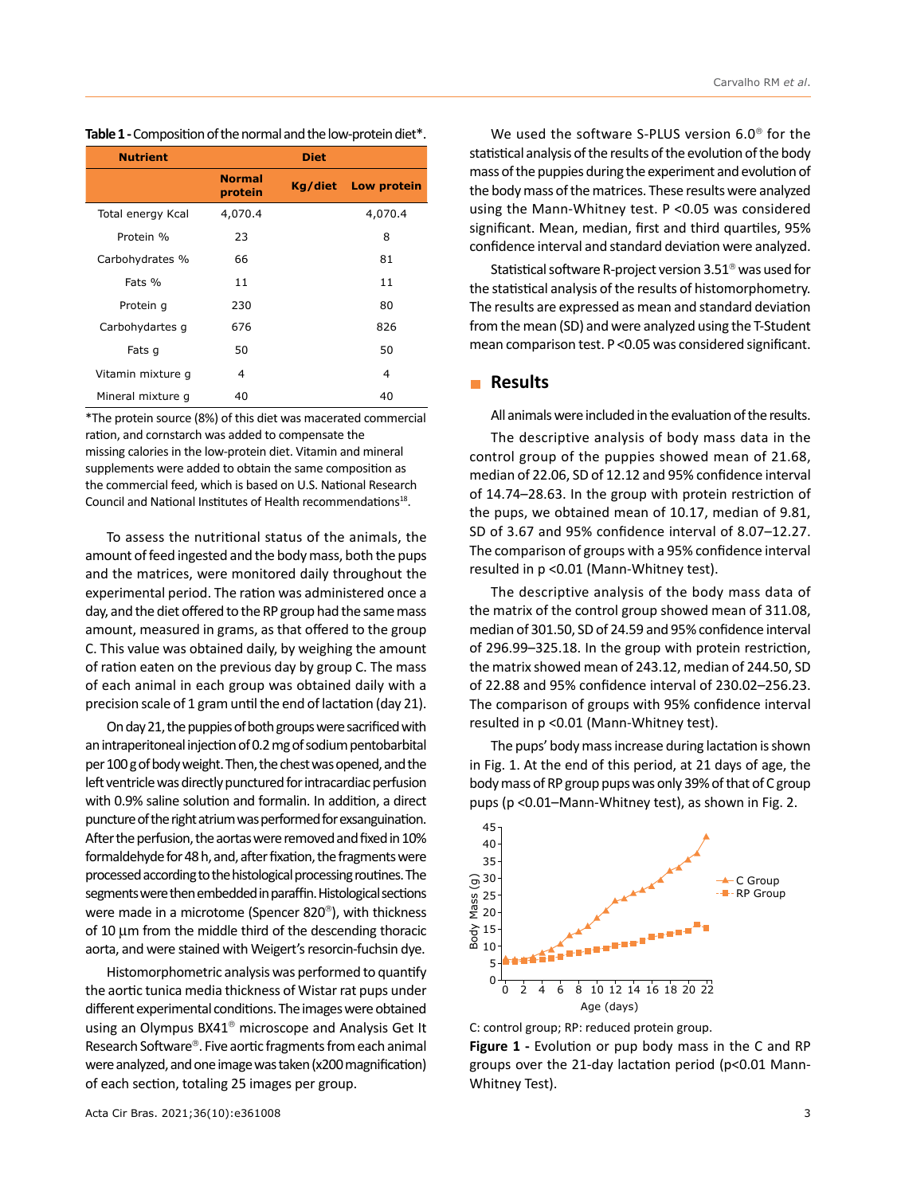**Table 1 -** Composition of the normal and the low-protein diet*.

| Nutrient | Diet | | |
|---|---|---|---|
| | Normal protein | Kg/diet | Low protein |
| Total energy Kcal | 4,070.4 | | 4,070.4 |
| Protein % | 23 | | 8 |
| Carbohydrates % | 66 | | 81 |
| Fats % | 11 | | 11 |
| Protein g | 230 | | 80 |
| Carbohydartes g | 676 | | 826 |
| Fats g | 50 | | 50 |
| Vitamin mixture g | 4 | | 4 |
| Mineral mixture g | 40 | | 40 |

*The protein source (8%) of this diet was macerated commercial ration, and cornstarch was added to compensate the missing calories in the low-protein diet. Vitamin and mineral supplements were added to obtain the same composition as the commercial feed, which is based on U.S. National Research Council and National Institutes of Health recommendations[18].

To assess the nutritional status of the animals, the amount of feed ingested and the body mass, both the pups and the matrices, were monitored daily throughout the experimental period. The ration was administered once a day, and the diet offered to the RP group had the same mass amount, measured in grams, as that offered to the group C. This value was obtained daily, by weighing the amount of ration eaten on the previous day by group C. The mass of each animal in each group was obtained daily with a precision scale of 1 gram until the end of lactation (day 21).

On day 21, the puppies of both groups were sacrificed with an intraperitoneal injection of 0.2 mg of sodium pentobarbital per 100 g of body weight. Then, the chest was opened, and the left ventricle was directly punctured for intracardiac perfusion with 0.9% saline solution and formalin. In addition, a direct puncture of the right atrium was performed for exsanguination. After the perfusion, the aortas were removed and fixed in 10% formaldehyde for 48 h, and, after fixation, the fragments were processed according to the histological processing routines. The segments were then embedded in paraffin. Histological sections were made in a microtome (Spencer 820®), with thickness of 10 μm from the middle third of the descending thoracic aorta, and were stained with Weigert's resorcin-fuchsin dye.

Histomorphometric analysis was performed to quantify the aortic tunica media thickness of Wistar rat pups under different experimental conditions. The images were obtained using an Olympus BX41® microscope and Analysis Get It Research Software®. Five aortic fragments from each animal were analyzed, and one image was taken (x200 magnification) of each section, totaling 25 images per group.

We used the software S-PLUS version 6.0® for the statistical analysis of the results of the evolution of the body mass of the puppies during the experiment and evolution of the body mass of the matrices. These results were analyzed using the Mann-Whitney test. P <0.05 was considered significant. Mean, median, first and third quartiles, 95% confidence interval and standard deviation were analyzed.

Statistical software R-project version 3.51® was used for the statistical analysis of the results of histomorphometry. The results are expressed as mean and standard deviation from the mean (SD) and were analyzed using the T-Student mean comparison test. P <0.05 was considered significant.

## Results

All animals were included in the evaluation of the results.

The descriptive analysis of body mass data in the control group of the puppies showed mean of 21.68, median of 22.06, SD of 12.12 and 95% confidence interval of 14.74–28.63. In the group with protein restriction of the pups, we obtained mean of 10.17, median of 9.81, SD of 3.67 and 95% confidence interval of 8.07–12.27. The comparison of groups with a 95% confidence interval resulted in p <0.01 (Mann-Whitney test).

The descriptive analysis of the body mass data of the matrix of the control group showed mean of 311.08, median of 301.50, SD of 24.59 and 95% confidence interval of 296.99–325.18. In the group with protein restriction, the matrix showed mean of 243.12, median of 244.50, SD of 22.88 and 95% confidence interval of 230.02–256.23. The comparison of groups with 95% confidence interval resulted in p <0.01 (Mann-Whitney test).

The pups' body mass increase during lactation is shown in Fig. 1. At the end of this period, at 21 days of age, the body mass of RP group pups was only 39% of that of C group pups (p <0.01–Mann-Whitney test), as shown in Fig. 2.

C: control group; RP: reduced protein group.

**Figure 1 -** Evolution or pup body mass in the C and RP groups over the 21-day lactation period (p<0.01 Mann-Whitney Test).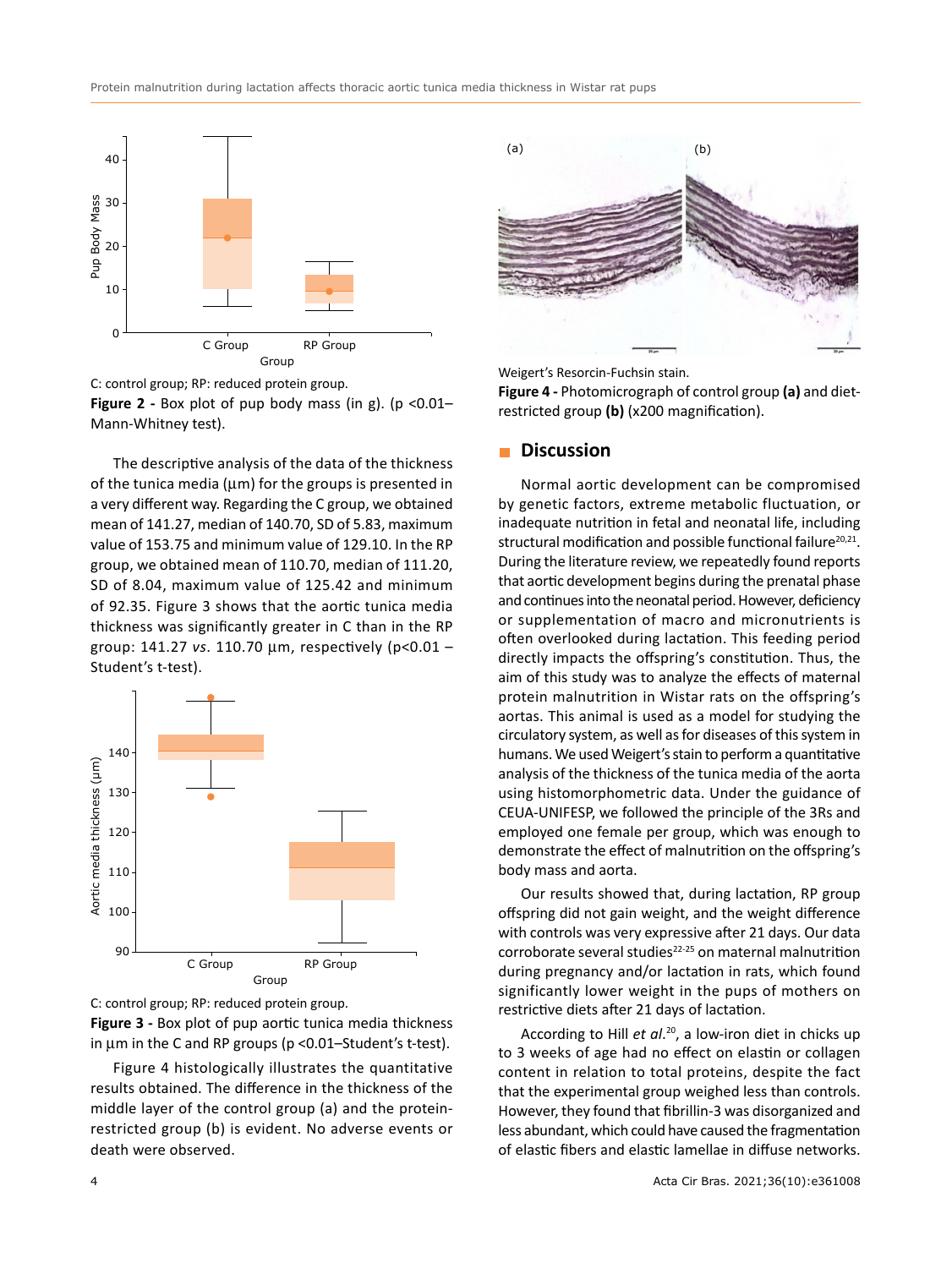C: control group; RP: reduced protein group.

**Figure 2 -** Box plot of pup body mass (in g). (p <0.01–Mann-Whitney test).

The descriptive analysis of the data of the thickness of the tunica media (μm) for the groups is presented in a very different way. Regarding the C group, we obtained mean of 141.27, median of 140.70, SD of 5.83, maximum value of 153.75 and minimum value of 129.10. In the RP group, we obtained mean of 110.70, median of 111.20, SD of 8.04, maximum value of 125.42 and minimum of 92.35. Figure 3 shows that the aortic tunica media thickness was significantly greater in C than in the RP group: 141.27 *vs*. 110.70 μm, respectively (p<0.01 – Student's t-test).

C: control group; RP: reduced protein group.

**Figure 3 -** Box plot of pup aortic tunica media thickness in μm in the C and RP groups (p <0.01–Student's t-test).

Figure 4 histologically illustrates the quantitative results obtained. The difference in the thickness of the middle layer of the control group (a) and the protein-restricted group (b) is evident. No adverse events or death were observed.

Weigert's Resorcin-Fuchsin stain.

**Figure 4 -** Photomicrograph of control group **(a)** and diet-restricted group **(b)** (x200 magnification).

## Discussion

Normal aortic development can be compromised by genetic factors, extreme metabolic fluctuation, or inadequate nutrition in fetal and neonatal life, including structural modification and possible functional failure[20,21]. During the literature review, we repeatedly found reports that aortic development begins during the prenatal phase and continues into the neonatal period. However, deficiency or supplementation of macro and micronutrients is often overlooked during lactation. This feeding period directly impacts the offspring's constitution. Thus, the aim of this study was to analyze the effects of maternal protein malnutrition in Wistar rats on the offspring's aortas. This animal is used as a model for studying the circulatory system, as well as for diseases of this system in humans. We used Weigert's stain to perform a quantitative analysis of the thickness of the tunica media of the aorta using histomorphometric data. Under the guidance of CEUA-UNIFESP, we followed the principle of the 3Rs and employed one female per group, which was enough to demonstrate the effect of malnutrition on the offspring's body mass and aorta.

Our results showed that, during lactation, RP group offspring did not gain weight, and the weight difference with controls was very expressive after 21 days. Our data corroborate several studies[22-25] on maternal malnutrition during pregnancy and/or lactation in rats, which found significantly lower weight in the pups of mothers on restrictive diets after 21 days of lactation.

According to Hill *et al.*[20], a low-iron diet in chicks up to 3 weeks of age had no effect on elastin or collagen content in relation to total proteins, despite the fact that the experimental group weighed less than controls. However, they found that fibrillin-3 was disorganized and less abundant, which could have caused the fragmentation of elastic fibers and elastic lamellae in diffuse networks.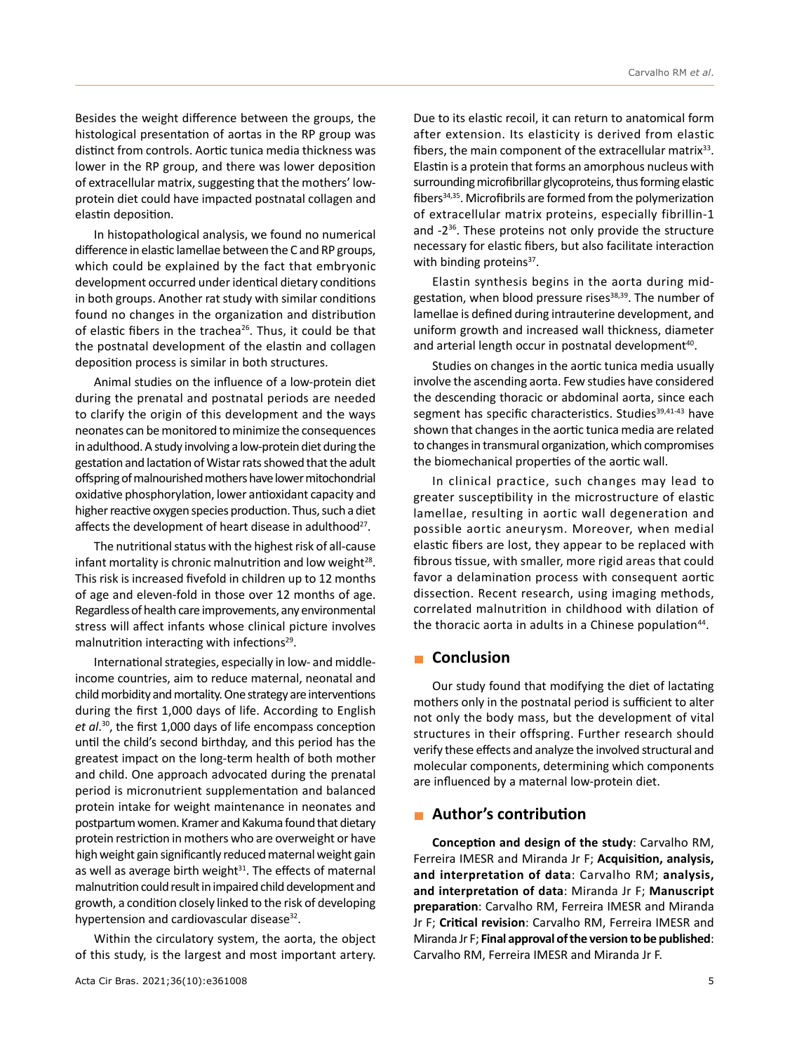Besides the weight difference between the groups, the histological presentation of aortas in the RP group was distinct from controls. Aortic tunica media thickness was lower in the RP group, and there was lower deposition of extracellular matrix, suggesting that the mothers' low-protein diet could have impacted postnatal collagen and elastin deposition.

In histopathological analysis, we found no numerical difference in elastic lamellae between the C and RP groups, which could be explained by the fact that embryonic development occurred under identical dietary conditions in both groups. Another rat study with similar conditions found no changes in the organization and distribution of elastic fibers in the trachea[26]. Thus, it could be that the postnatal development of the elastin and collagen deposition process is similar in both structures.

Animal studies on the influence of a low-protein diet during the prenatal and postnatal periods are needed to clarify the origin of this development and the ways neonates can be monitored to minimize the consequences in adulthood. A study involving a low-protein diet during the gestation and lactation of Wistar rats showed that the adult offspring of malnourished mothers have lower mitochondrial oxidative phosphorylation, lower antioxidant capacity and higher reactive oxygen species production. Thus, such a diet affects the development of heart disease in adulthood[27].

The nutritional status with the highest risk of all-cause infant mortality is chronic malnutrition and low weight[28]. This risk is increased fivefold in children up to 12 months of age and eleven-fold in those over 12 months of age. Regardless of health care improvements, any environmental stress will affect infants whose clinical picture involves malnutrition interacting with infections[29].

International strategies, especially in low- and middle-income countries, aim to reduce maternal, neonatal and child morbidity and mortality. One strategy are interventions during the first 1,000 days of life. According to English *et al*.[30], the first 1,000 days of life encompass conception until the child's second birthday, and this period has the greatest impact on the long-term health of both mother and child. One approach advocated during the prenatal period is micronutrient supplementation and balanced protein intake for weight maintenance in neonates and postpartum women. Kramer and Kakuma found that dietary protein restriction in mothers who are overweight or have high weight gain significantly reduced maternal weight gain as well as average birth weight[31]. The effects of maternal malnutrition could result in impaired child development and growth, a condition closely linked to the risk of developing hypertension and cardiovascular disease[32].

Within the circulatory system, the aorta, the object of this study, is the largest and most important artery. Due to its elastic recoil, it can return to anatomical form after extension. Its elasticity is derived from elastic fibers, the main component of the extracellular matrix[33]. Elastin is a protein that forms an amorphous nucleus with surrounding microfibrillar glycoproteins, thus forming elastic fibers[34,35]. Microfibrils are formed from the polymerization of extracellular matrix proteins, especially fibrillin-1 and -2[36]. These proteins not only provide the structure necessary for elastic fibers, but also facilitate interaction with binding proteins[37].

Elastin synthesis begins in the aorta during mid-gestation, when blood pressure rises[38,39]. The number of lamellae is defined during intrauterine development, and uniform growth and increased wall thickness, diameter and arterial length occur in postnatal development[40].

Studies on changes in the aortic tunica media usually involve the ascending aorta. Few studies have considered the descending thoracic or abdominal aorta, since each segment has specific characteristics. Studies[39,41-43] have shown that changes in the aortic tunica media are related to changes in transmural organization, which compromises the biomechanical properties of the aortic wall.

In clinical practice, such changes may lead to greater susceptibility in the microstructure of elastic lamellae, resulting in aortic wall degeneration and possible aortic aneurysm. Moreover, when medial elastic fibers are lost, they appear to be replaced with fibrous tissue, with smaller, more rigid areas that could favor a delamination process with consequent aortic dissection. Recent research, using imaging methods, correlated malnutrition in childhood with dilation of the thoracic aorta in adults in a Chinese population[44].

## Conclusion

Our study found that modifying the diet of lactating mothers only in the postnatal period is sufficient to alter not only the body mass, but the development of vital structures in their offspring. Further research should verify these effects and analyze the involved structural and molecular components, determining which components are influenced by a maternal low-protein diet.

## Author's contribution

**Conception and design of the study**: Carvalho RM, Ferreira IMESR and Miranda Jr F; **Acquisition, analysis, and interpretation of data**: Carvalho RM; **analysis, and interpretation of data**: Miranda Jr F; **Manuscript preparation**: Carvalho RM, Ferreira IMESR and Miranda Jr F; **Critical revision**: Carvalho RM, Ferreira IMESR and Miranda Jr F; **Final approval of the version to be published**: Carvalho RM, Ferreira IMESR and Miranda Jr F.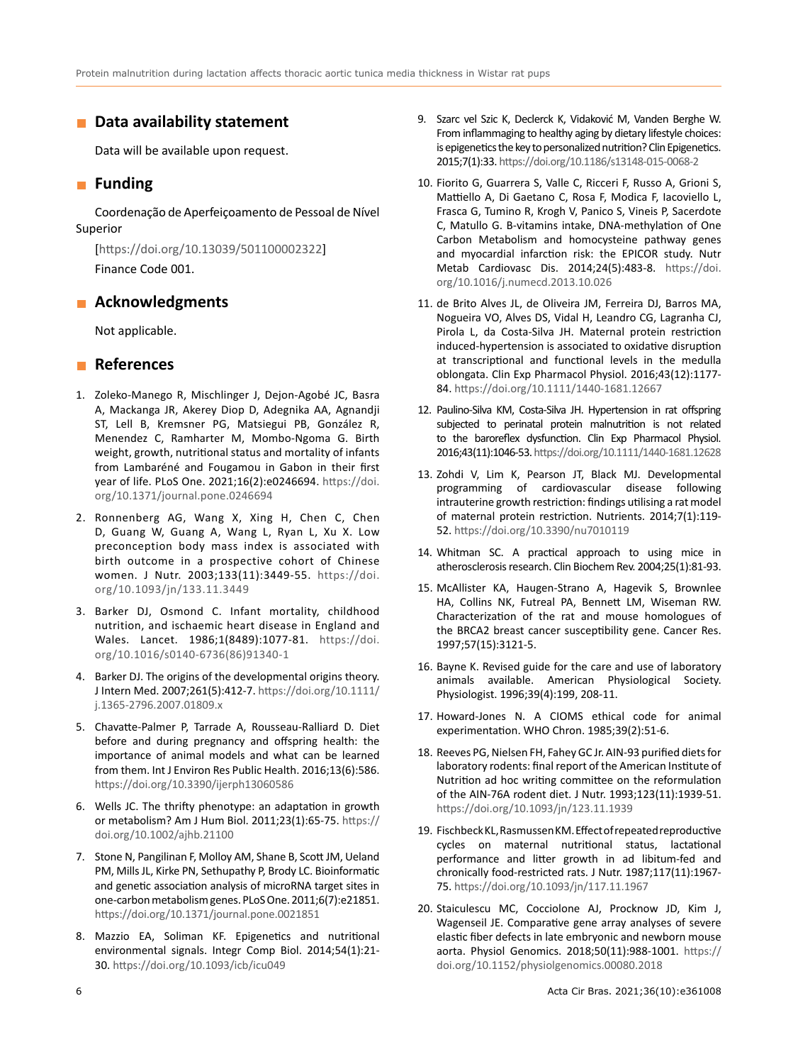## Data availability statement

Data will be available upon request.

## Funding

Coordenação de Aperfeiçoamento de Pessoal de Nível Superior

[https://doi.org/10.13039/501100002322]

Finance Code 001.

## Acknowledgments

Not applicable.

## References

1. Zoleko-Manego R, Mischlinger J, Dejon-Agobé JC, Basra A, Mackanga JR, Akerey Diop D, Adegnika AA, Agnandji ST, Lell B, Kremsner PG, Matsiegui PB, González R, Menendez C, Ramharter M, Mombo-Ngoma G. Birth weight, growth, nutritional status and mortality of infants from Lambaréné and Fougamou in Gabon in their first year of life. PLoS One. 2021;16(2):e0246694. https://doi.org/10.1371/journal.pone.0246694
2. Ronnenberg AG, Wang X, Xing H, Chen C, Chen D, Guang W, Guang A, Wang L, Ryan L, Xu X. Low preconception body mass index is associated with birth outcome in a prospective cohort of Chinese women. J Nutr. 2003;133(11):3449-55. https://doi.org/10.1093/jn/133.11.3449
3. Barker DJ, Osmond C. Infant mortality, childhood nutrition, and ischaemic heart disease in England and Wales. Lancet. 1986;1(8489):1077-81. https://doi.org/10.1016/s0140-6736(86)91340-1
4. Barker DJ. The origins of the developmental origins theory. J Intern Med. 2007;261(5):412-7. https://doi.org/10.1111/j.1365-2796.2007.01809.x
5. Chavatte-Palmer P, Tarrade A, Rousseau-Ralliard D. Diet before and during pregnancy and offspring health: the importance of animal models and what can be learned from them. Int J Environ Res Public Health. 2016;13(6):586. https://doi.org/10.3390/ijerph13060586
6. Wells JC. The thrifty phenotype: an adaptation in growth or metabolism? Am J Hum Biol. 2011;23(1):65-75. https://doi.org/10.1002/ajhb.21100
7. Stone N, Pangilinan F, Molloy AM, Shane B, Scott JM, Ueland PM, Mills JL, Kirke PN, Sethupathy P, Brody LC. Bioinformatic and genetic association analysis of microRNA target sites in one-carbon metabolism genes. PLoS One. 2011;6(7):e21851. https://doi.org/10.1371/journal.pone.0021851
8. Mazzio EA, Soliman KF. Epigenetics and nutritional environmental signals. Integr Comp Biol. 2014;54(1):21-30. https://doi.org/10.1093/icb/icu049
9. Szarc vel Szic K, Declerck K, Vidaković M, Vanden Berghe W. From inflammaging to healthy aging by dietary lifestyle choices: is epigenetics the key to personalized nutrition? Clin Epigenetics. 2015;7(1):33. https://doi.org/10.1186/s13148-015-0068-2
10. Fiorito G, Guarrera S, Valle C, Ricceri F, Russo A, Grioni S, Mattiello A, Di Gaetano C, Rosa F, Modica F, Iacoviello L, Frasca G, Tumino R, Krogh V, Panico S, Vineis P, Sacerdote C, Matullo G. B-vitamins intake, DNA-methylation of One Carbon Metabolism and homocysteine pathway genes and myocardial infarction risk: the EPICOR study. Nutr Metab Cardiovasc Dis. 2014;24(5):483-8. https://doi.org/10.1016/j.numecd.2013.10.026
11. de Brito Alves JL, de Oliveira JM, Ferreira DJ, Barros MA, Nogueira VO, Alves DS, Vidal H, Leandro CG, Lagranha CJ, Pirola L, da Costa-Silva JH. Maternal protein restriction induced-hypertension is associated to oxidative disruption at transcriptional and functional levels in the medulla oblongata. Clin Exp Pharmacol Physiol. 2016;43(12):1177-84. https://doi.org/10.1111/1440-1681.12667
12. Paulino-Silva KM, Costa-Silva JH. Hypertension in rat offspring subjected to perinatal protein malnutrition is not related to the baroreflex dysfunction. Clin Exp Pharmacol Physiol. 2016;43(11):1046-53. https://doi.org/10.1111/1440-1681.12628
13. Zohdi V, Lim K, Pearson JT, Black MJ. Developmental programming of cardiovascular disease following intrauterine growth restriction: findings utilising a rat model of maternal protein restriction. Nutrients. 2014;7(1):119-52. https://doi.org/10.3390/nu7010119
14. Whitman SC. A practical approach to using mice in atherosclerosis research. Clin Biochem Rev. 2004;25(1):81-93.
15. McAllister KA, Haugen-Strano A, Hagevik S, Brownlee HA, Collins NK, Futreal PA, Bennett LM, Wiseman RW. Characterization of the rat and mouse homologues of the BRCA2 breast cancer susceptibility gene. Cancer Res. 1997;57(15):3121-5.
16. Bayne K. Revised guide for the care and use of laboratory animals available. American Physiological Society. Physiologist. 1996;39(4):199, 208-11.
17. Howard-Jones N. A CIOMS ethical code for animal experimentation. WHO Chron. 1985;39(2):51-6.
18. Reeves PG, Nielsen FH, Fahey GC Jr. AIN-93 purified diets for laboratory rodents: final report of the American Institute of Nutrition ad hoc writing committee on the reformulation of the AIN-76A rodent diet. J Nutr. 1993;123(11):1939-51. https://doi.org/10.1093/jn/123.11.1939
19. Fischbeck KL, Rasmussen KM. Effect of repeated reproductive cycles on maternal nutritional status, lactational performance and litter growth in ad libitum-fed and chronically food-restricted rats. J Nutr. 1987;117(11):1967-75. https://doi.org/10.1093/jn/117.11.1967
20. Staiculescu MC, Cocciolone AJ, Procknow JD, Kim J, Wagenseil JE. Comparative gene array analyses of severe elastic fiber defects in late embryonic and newborn mouse aorta. Physiol Genomics. 2018;50(11):988-1001. https://doi.org/10.1152/physiolgenomics.00080.2018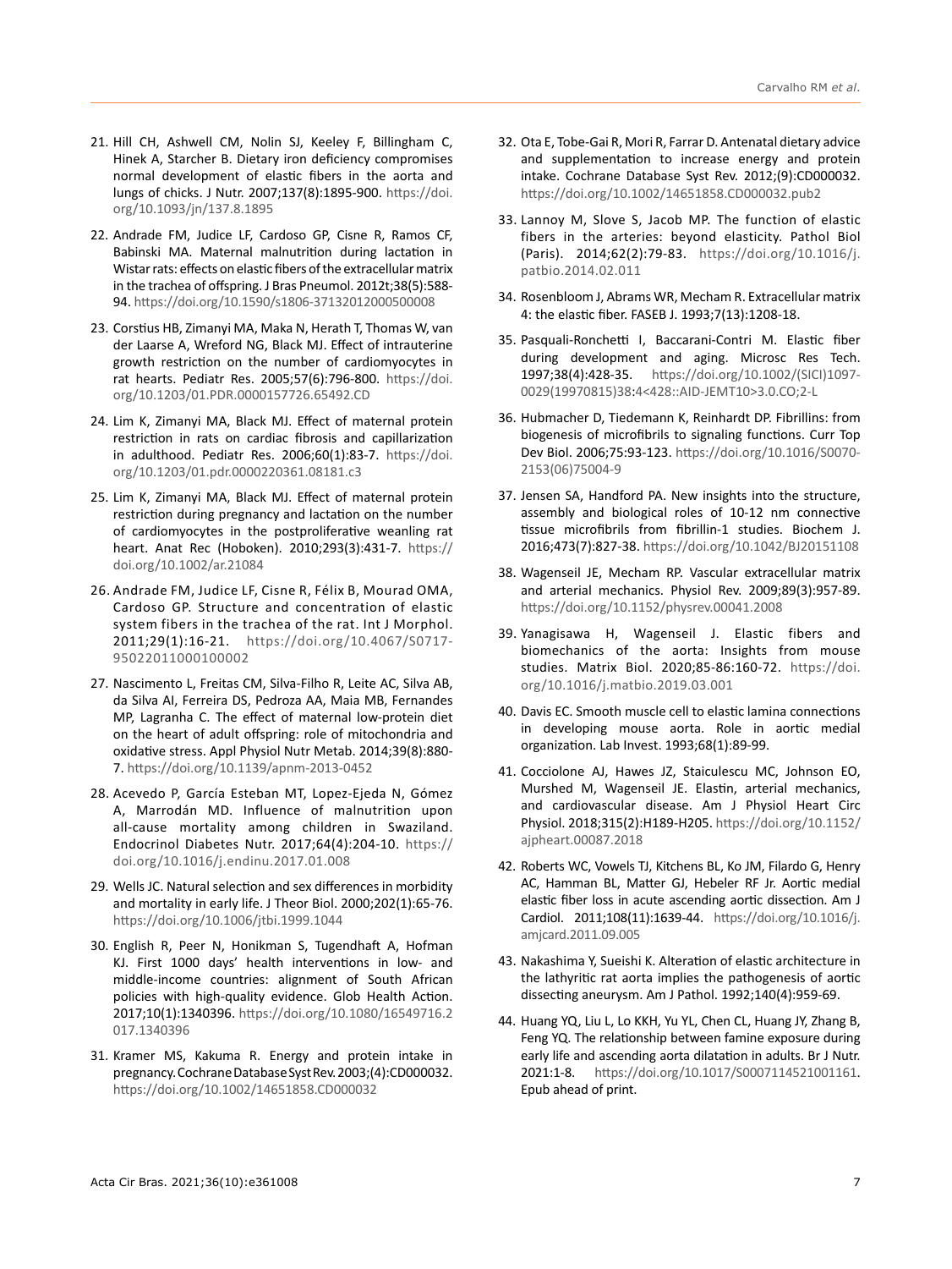21. Hill CH, Ashwell CM, Nolin SJ, Keeley F, Billingham C, Hinek A, Starcher B. Dietary iron deficiency compromises normal development of elastic fibers in the aorta and lungs of chicks. J Nutr. 2007;137(8):1895-900. https://doi.org/10.1093/jn/137.8.1895

22. Andrade FM, Judice LF, Cardoso GP, Cisne R, Ramos CF, Babinski MA. Maternal malnutrition during lactation in Wistar rats: effects on elastic fibers of the extracellular matrix in the trachea of offspring. J Bras Pneumol. 2012t;38(5):588-94. https://doi.org/10.1590/s1806-37132012000500008

23. Corstius HB, Zimanyi MA, Maka N, Herath T, Thomas W, van der Laarse A, Wreford NG, Black MJ. Effect of intrauterine growth restriction on the number of cardiomyocytes in rat hearts. Pediatr Res. 2005;57(6):796-800. https://doi.org/10.1203/01.PDR.0000157726.65492.CD

24. Lim K, Zimanyi MA, Black MJ. Effect of maternal protein restriction in rats on cardiac fibrosis and capillarization in adulthood. Pediatr Res. 2006;60(1):83-7. https://doi.org/10.1203/01.pdr.0000220361.08181.c3

25. Lim K, Zimanyi MA, Black MJ. Effect of maternal protein restriction during pregnancy and lactation on the number of cardiomyocytes in the postproliferative weanling rat heart. Anat Rec (Hoboken). 2010;293(3):431-7. https://doi.org/10.1002/ar.21084

26. Andrade FM, Judice LF, Cisne R, Félix B, Mourad OMA, Cardoso GP. Structure and concentration of elastic system fibers in the trachea of the rat. Int J Morphol. 2011;29(1):16-21. https://doi.org/10.4067/S0717-95022011000100002

27. Nascimento L, Freitas CM, Silva-Filho R, Leite AC, Silva AB, da Silva AI, Ferreira DS, Pedroza AA, Maia MB, Fernandes MP, Lagranha C. The effect of maternal low-protein diet on the heart of adult offspring: role of mitochondria and oxidative stress. Appl Physiol Nutr Metab. 2014;39(8):880-7. https://doi.org/10.1139/apnm-2013-0452

28. Acevedo P, García Esteban MT, Lopez-Ejeda N, Gómez A, Marrodán MD. Influence of malnutrition upon all-cause mortality among children in Swaziland. Endocrinol Diabetes Nutr. 2017;64(4):204-10. https://doi.org/10.1016/j.endinu.2017.01.008

29. Wells JC. Natural selection and sex differences in morbidity and mortality in early life. J Theor Biol. 2000;202(1):65-76. https://doi.org/10.1006/jtbi.1999.1044

30. English R, Peer N, Honikman S, Tugendhaft A, Hofman KJ. First 1000 days' health interventions in low- and middle-income countries: alignment of South African policies with high-quality evidence. Glob Health Action. 2017;10(1):1340396. https://doi.org/10.1080/16549716.2017.1340396

31. Kramer MS, Kakuma R. Energy and protein intake in pregnancy. Cochrane Database Syst Rev. 2003;(4):CD000032. https://doi.org/10.1002/14651858.CD000032

32. Ota E, Tobe-Gai R, Mori R, Farrar D. Antenatal dietary advice and supplementation to increase energy and protein intake. Cochrane Database Syst Rev. 2012;(9):CD000032. https://doi.org/10.1002/14651858.CD000032.pub2

33. Lannoy M, Slove S, Jacob MP. The function of elastic fibers in the arteries: beyond elasticity. Pathol Biol (Paris). 2014;62(2):79-83. https://doi.org/10.1016/j.patbio.2014.02.011

34. Rosenbloom J, Abrams WR, Mecham R. Extracellular matrix 4: the elastic fiber. FASEB J. 1993;7(13):1208-18.

35. Pasquali-Ronchetti I, Baccarani-Contri M. Elastic fiber during development and aging. Microsc Res Tech. 1997;38(4):428-35. https://doi.org/10.1002/(SICI)1097-0029(19970815)38:4<428::AID-JEMT10>3.0.CO;2-L

36. Hubmacher D, Tiedemann K, Reinhardt DP. Fibrillins: from biogenesis of microfibrils to signaling functions. Curr Top Dev Biol. 2006;75:93-123. https://doi.org/10.1016/S0070-2153(06)75004-9

37. Jensen SA, Handford PA. New insights into the structure, assembly and biological roles of 10-12 nm connective tissue microfibrils from fibrillin-1 studies. Biochem J. 2016;473(7):827-38. https://doi.org/10.1042/BJ20151108

38. Wagenseil JE, Mecham RP. Vascular extracellular matrix and arterial mechanics. Physiol Rev. 2009;89(3):957-89. https://doi.org/10.1152/physrev.00041.2008

39. Yanagisawa H, Wagenseil J. Elastic fibers and biomechanics of the aorta: Insights from mouse studies. Matrix Biol. 2020;85-86:160-72. https://doi.org/10.1016/j.matbio.2019.03.001

40. Davis EC. Smooth muscle cell to elastic lamina connections in developing mouse aorta. Role in aortic medial organization. Lab Invest. 1993;68(1):89-99.

41. Cocciolone AJ, Hawes JZ, Staiculescu MC, Johnson EO, Murshed M, Wagenseil JE. Elastin, arterial mechanics, and cardiovascular disease. Am J Physiol Heart Circ Physiol. 2018;315(2):H189-H205. https://doi.org/10.1152/ajpheart.00087.2018

42. Roberts WC, Vowels TJ, Kitchens BL, Ko JM, Filardo G, Henry AC, Hamman BL, Matter GJ, Hebeler RF Jr. Aortic medial elastic fiber loss in acute ascending aortic dissection. Am J Cardiol. 2011;108(11):1639-44. https://doi.org/10.1016/j.amjcard.2011.09.005

43. Nakashima Y, Sueishi K. Alteration of elastic architecture in the lathyritic rat aorta implies the pathogenesis of aortic dissecting aneurysm. Am J Pathol. 1992;140(4):959-69.

44. Huang YQ, Liu L, Lo KKH, Yu YL, Chen CL, Huang JY, Zhang B, Feng YQ. The relationship between famine exposure during early life and ascending aorta dilatation in adults. Br J Nutr. 2021:1-8. https://doi.org/10.1017/S0007114521001161. Epub ahead of print.